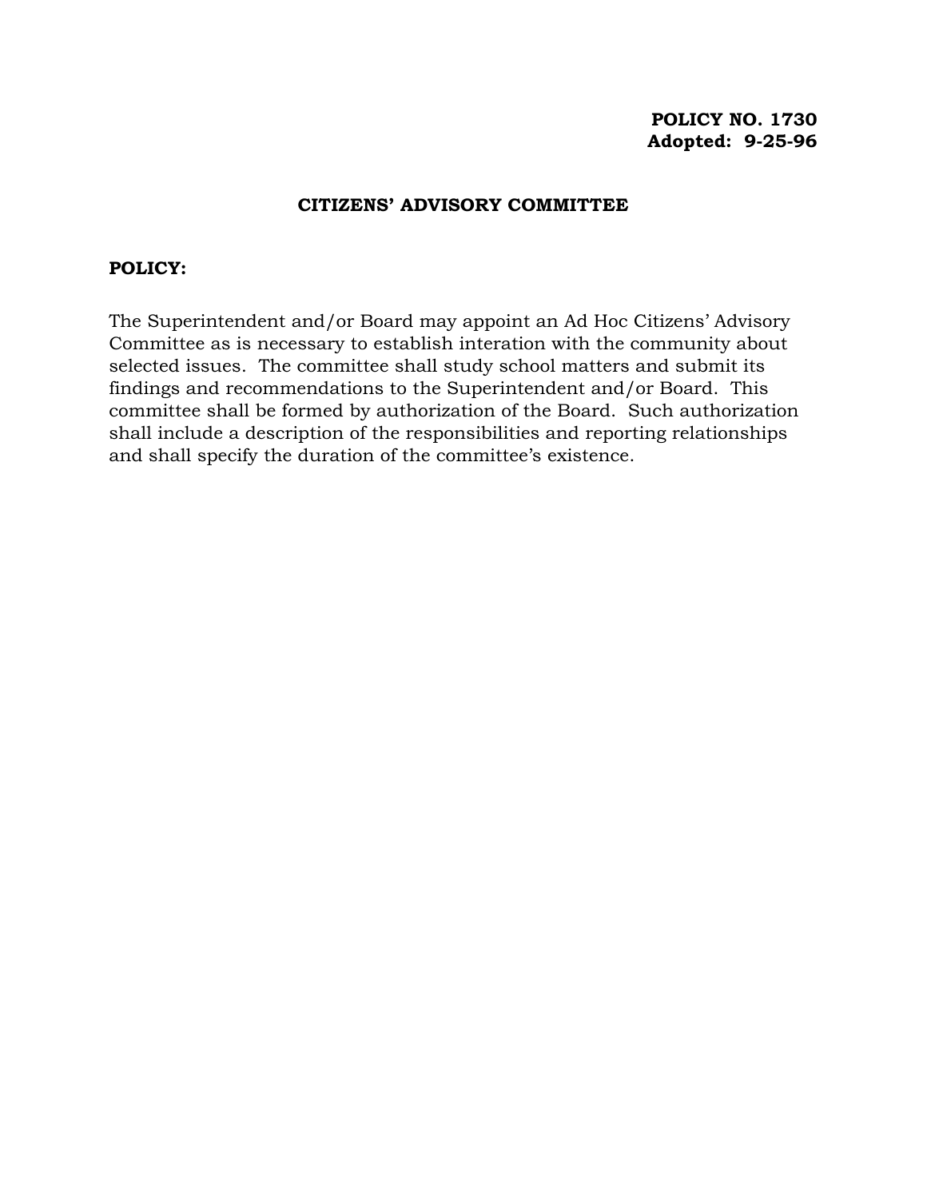**POLICY NO. 1730**
**Adopted: 9-25-96**

## CITIZENS' ADVISORY COMMITTEE

**POLICY:**

The Superintendent and/or Board may appoint an Ad Hoc Citizens' Advisory Committee as is necessary to establish interation with the community about selected issues. The committee shall study school matters and submit its findings and recommendations to the Superintendent and/or Board. This committee shall be formed by authorization of the Board. Such authorization shall include a description of the responsibilities and reporting relationships and shall specify the duration of the committee's existence.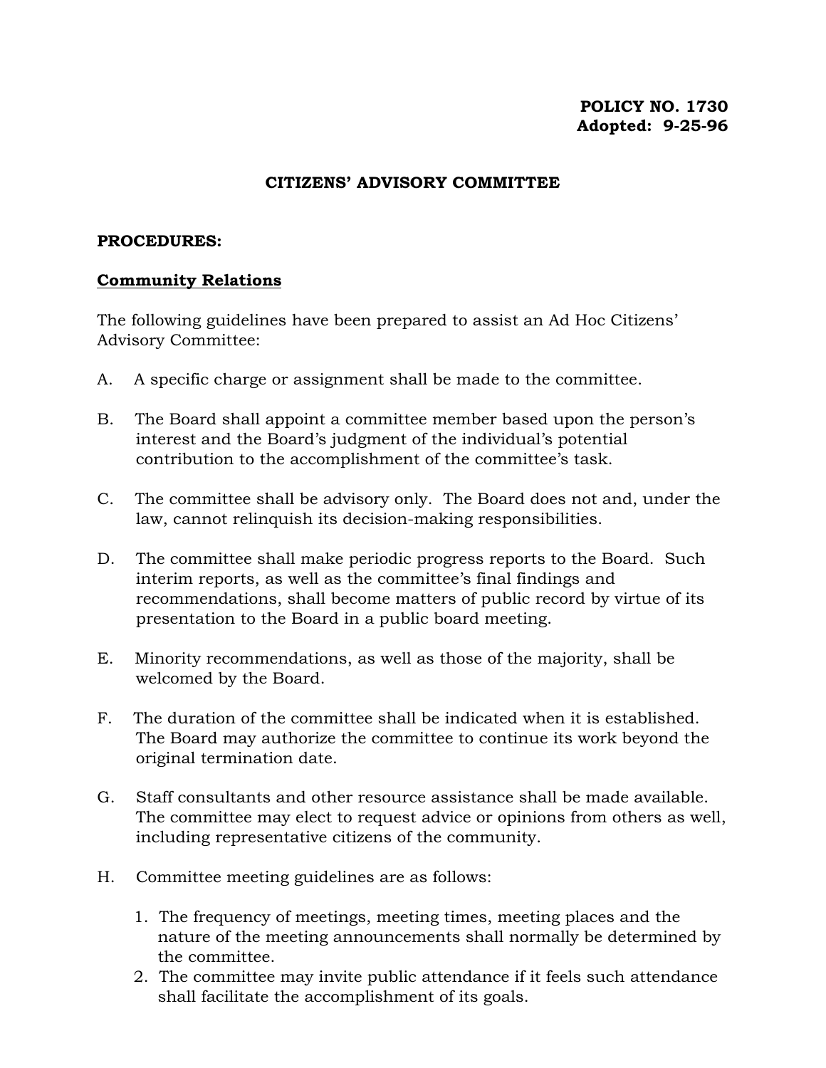**POLICY NO. 1730**
**Adopted: 9-25-96**

# CITIZENS' ADVISORY COMMITTEE

**PROCEDURES:**

## Community Relations

The following guidelines have been prepared to assist an Ad Hoc Citizens' Advisory Committee:

A. A specific charge or assignment shall be made to the committee.

B. The Board shall appoint a committee member based upon the person's interest and the Board's judgment of the individual's potential contribution to the accomplishment of the committee's task.

C. The committee shall be advisory only. The Board does not and, under the law, cannot relinquish its decision-making responsibilities.

D. The committee shall make periodic progress reports to the Board. Such interim reports, as well as the committee's final findings and recommendations, shall become matters of public record by virtue of its presentation to the Board in a public board meeting.

E. Minority recommendations, as well as those of the majority, shall be welcomed by the Board.

F. The duration of the committee shall be indicated when it is established. The Board may authorize the committee to continue its work beyond the original termination date.

G. Staff consultants and other resource assistance shall be made available. The committee may elect to request advice or opinions from others as well, including representative citizens of the community.

H. Committee meeting guidelines are as follows:

1. The frequency of meetings, meeting times, meeting places and the nature of the meeting announcements shall normally be determined by the committee.
2. The committee may invite public attendance if it feels such attendance shall facilitate the accomplishment of its goals.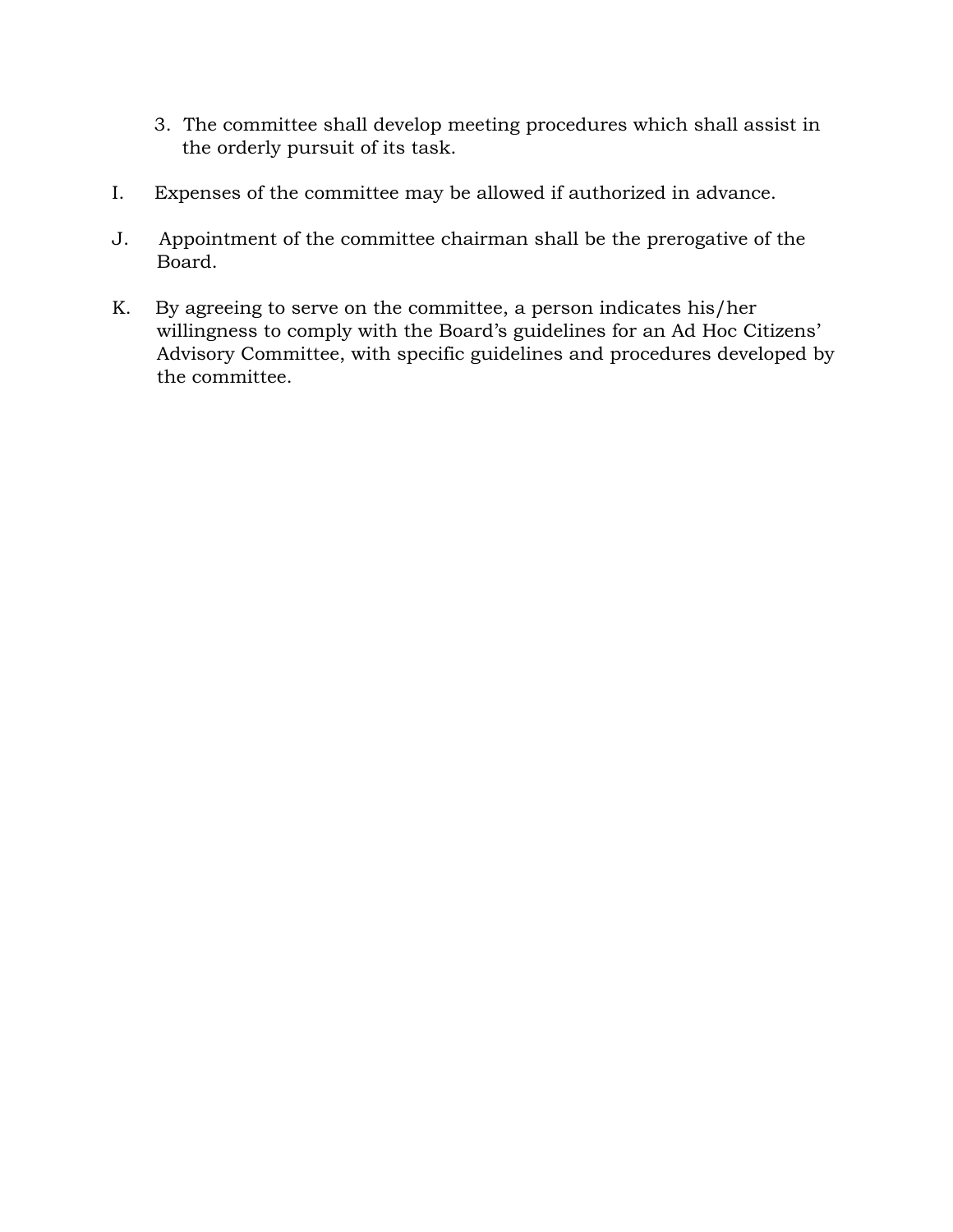3. The committee shall develop meeting procedures which shall assist in the orderly pursuit of its task.

I. Expenses of the committee may be allowed if authorized in advance.

J. Appointment of the committee chairman shall be the prerogative of the Board.

K. By agreeing to serve on the committee, a person indicates his/her willingness to comply with the Board's guidelines for an Ad Hoc Citizens' Advisory Committee, with specific guidelines and procedures developed by the committee.